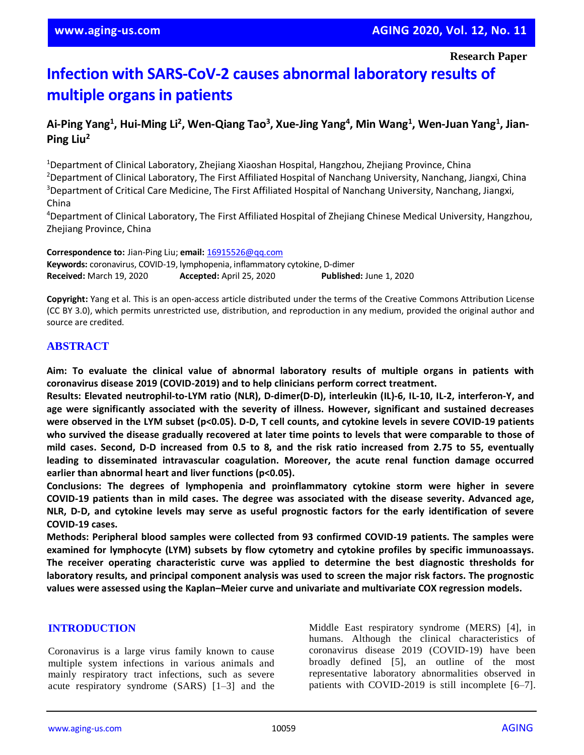Research Paper

# Infection with SARS-CoV-2 causes abnormal laboratory results of multiple organs in patients

**Ai-Ping Yang[1], Hui-Ming Li[2], Wen-Qiang Tao[3], Xue-Jing Yang[4], Min Wang[1], Wen-Juan Yang[1], Jian-Ping Liu[2]**

[1]Department of Clinical Laboratory, Zhejiang Xiaoshan Hospital, Hangzhou, Zhejiang Province, China
[2]Department of Clinical Laboratory, The First Affiliated Hospital of Nanchang University, Nanchang, Jiangxi, China
[3]Department of Critical Care Medicine, The First Affiliated Hospital of Nanchang University, Nanchang, Jiangxi, China
[4]Department of Clinical Laboratory, The First Affiliated Hospital of Zhejiang Chinese Medical University, Hangzhou, Zhejiang Province, China

**Correspondence to:** Jian-Ping Liu; **email:** 16915526@qq.com
**Keywords:** coronavirus, COVID-19, lymphopenia, inflammatory cytokine, D-dimer
**Received:** March 19, 2020 **Accepted:** April 25, 2020 **Published:** June 1, 2020

**Copyright:** Yang et al. This is an open-access article distributed under the terms of the Creative Commons Attribution License (CC BY 3.0), which permits unrestricted use, distribution, and reproduction in any medium, provided the original author and source are credited.

## ABSTRACT

**Aim: To evaluate the clinical value of abnormal laboratory results of multiple organs in patients with coronavirus disease 2019 (COVID-2019) and to help clinicians perform correct treatment.**

**Results: Elevated neutrophil-to-LYM ratio (NLR), D-dimer(D-D), interleukin (IL)-6, IL-10, IL-2, interferon-Y, and age were significantly associated with the severity of illness. However, significant and sustained decreases were observed in the LYM subset ($p<0.05$). D-D, T cell counts, and cytokine levels in severe COVID-19 patients who survived the disease gradually recovered at later time points to levels that were comparable to those of mild cases. Second, D-D increased from 0.5 to 8, and the risk ratio increased from 2.75 to 55, eventually leading to disseminated intravascular coagulation. Moreover, the acute renal function damage occurred earlier than abnormal heart and liver functions ($p<0.05$).**

**Conclusions: The degrees of lymphopenia and proinflammatory cytokine storm were higher in severe COVID-19 patients than in mild cases. The degree was associated with the disease severity. Advanced age, NLR, D-D, and cytokine levels may serve as useful prognostic factors for the early identification of severe COVID-19 cases.**

**Methods: Peripheral blood samples were collected from 93 confirmed COVID-19 patients. The samples were examined for lymphocyte (LYM) subsets by flow cytometry and cytokine profiles by specific immunoassays. The receiver operating characteristic curve was applied to determine the best diagnostic thresholds for laboratory results, and principal component analysis was used to screen the major risk factors. The prognostic values were assessed using the Kaplan–Meier curve and univariate and multivariate COX regression models.**

## INTRODUCTION

Coronavirus is a large virus family known to cause multiple system infections in various animals and mainly respiratory tract infections, such as severe acute respiratory syndrome (SARS) [1–3] and the Middle East respiratory syndrome (MERS) [4], in humans. Although the clinical characteristics of coronavirus disease 2019 (COVID-19) have been broadly defined [5], an outline of the most representative laboratory abnormalities observed in patients with COVID-2019 is still incomplete [6–7].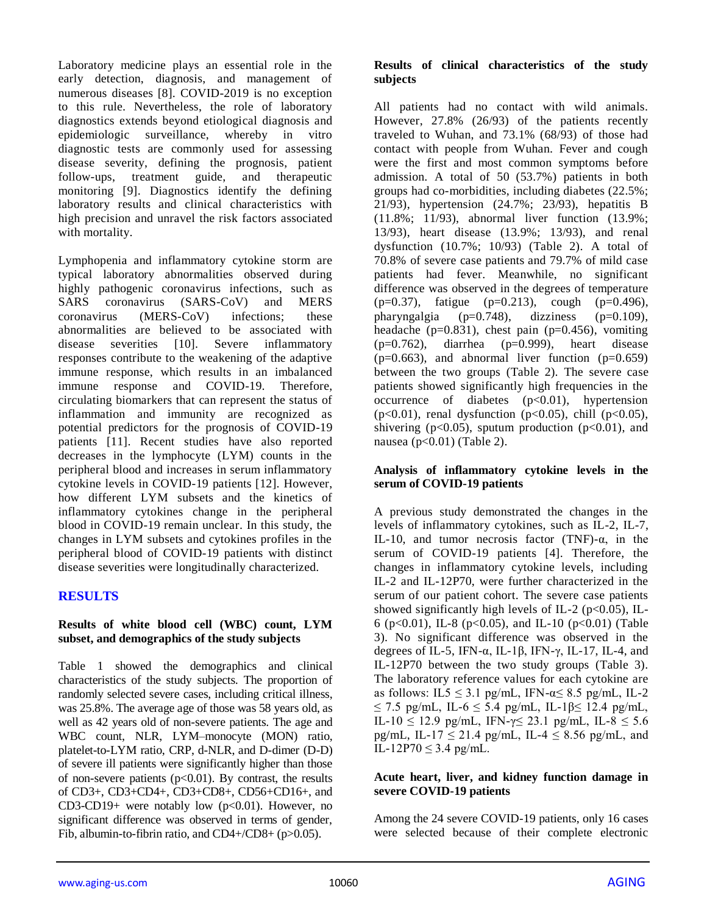Laboratory medicine plays an essential role in the early detection, diagnosis, and management of numerous diseases [8]. COVID-2019 is no exception to this rule. Nevertheless, the role of laboratory diagnostics extends beyond etiological diagnosis and epidemiologic surveillance, whereby in vitro diagnostic tests are commonly used for assessing disease severity, defining the prognosis, patient follow-ups, treatment guide, and therapeutic monitoring [9]. Diagnostics identify the defining laboratory results and clinical characteristics with high precision and unravel the risk factors associated with mortality.

Lymphopenia and inflammatory cytokine storm are typical laboratory abnormalities observed during highly pathogenic coronavirus infections, such as SARS coronavirus (SARS-CoV) and MERS coronavirus (MERS-CoV) infections; these abnormalities are believed to be associated with disease severities [10]. Severe inflammatory responses contribute to the weakening of the adaptive immune response, which results in an imbalanced immune response and COVID-19. Therefore, circulating biomarkers that can represent the status of inflammation and immunity are recognized as potential predictors for the prognosis of COVID-19 patients [11]. Recent studies have also reported decreases in the lymphocyte (LYM) counts in the peripheral blood and increases in serum inflammatory cytokine levels in COVID-19 patients [12]. However, how different LYM subsets and the kinetics of inflammatory cytokines change in the peripheral blood in COVID-19 remain unclear. In this study, the changes in LYM subsets and cytokines profiles in the peripheral blood of COVID-19 patients with distinct disease severities were longitudinally characterized.

## RESULTS

### Results of white blood cell (WBC) count, LYM subset, and demographics of the study subjects

Table 1 showed the demographics and clinical characteristics of the study subjects. The proportion of randomly selected severe cases, including critical illness, was 25.8%. The average age of those was 58 years old, as well as 42 years old of non-severe patients. The age and WBC count, NLR, LYM–monocyte (MON) ratio, platelet-to-LYM ratio, CRP, d-NLR, and D-dimer (D-D) of severe ill patients were significantly higher than those of non-severe patients ($p<0.01$). By contrast, the results of CD3+, CD3+CD4+, CD3+CD8+, CD56+CD16+, and CD3-CD19+ were notably low ($p<0.01$). However, no significant difference was observed in terms of gender, Fib, albumin-to-fibrin ratio, and CD4+/CD8+ ($p>0.05$).

### Results of clinical characteristics of the study subjects

All patients had no contact with wild animals. However, 27.8% (26/93) of the patients recently traveled to Wuhan, and 73.1% (68/93) of those had contact with people from Wuhan. Fever and cough were the first and most common symptoms before admission. A total of 50 (53.7%) patients in both groups had co-morbidities, including diabetes (22.5%; 21/93), hypertension (24.7%; 23/93), hepatitis B (11.8%; 11/93), abnormal liver function (13.9%; 13/93), heart disease (13.9%; 13/93), and renal dysfunction (10.7%; 10/93) (Table 2). A total of 70.8% of severe case patients and 79.7% of mild case patients had fever. Meanwhile, no significant difference was observed in the degrees of temperature ($p=0.37$), fatigue ($p=0.213$), cough ($p=0.496$), pharyngalgia ($p=0.748$), dizziness ($p=0.109$), headache ($p=0.831$), chest pain ($p=0.456$), vomiting ($p=0.762$), diarrhea ($p=0.999$), heart disease ($p=0.663$), and abnormal liver function ($p=0.659$) between the two groups (Table 2). The severe case patients showed significantly high frequencies in the occurrence of diabetes ($p<0.01$), hypertension ($p<0.01$), renal dysfunction ($p<0.05$), chill ($p<0.05$), shivering ($p<0.05$), sputum production ($p<0.01$), and nausea ($p<0.01$) (Table 2).

### Analysis of inflammatory cytokine levels in the serum of COVID-19 patients

A previous study demonstrated the changes in the levels of inflammatory cytokines, such as IL-2, IL-7, IL-10, and tumor necrosis factor (TNF)-α, in the serum of COVID-19 patients [4]. Therefore, the changes in inflammatory cytokine levels, including IL-2 and IL-12P70, were further characterized in the serum of our patient cohort. The severe case patients showed significantly high levels of IL-2 ($p<0.05$), IL-6 ($p<0.01$), IL-8 ($p<0.05$), and IL-10 ($p<0.01$) (Table 3). No significant difference was observed in the degrees of IL-5, IFN-α, IL-1β, IFN-γ, IL-17, IL-4, and IL-12P70 between the two study groups (Table 3). The laboratory reference values for each cytokine are as follows: IL5 ≤ 3.1 pg/mL, IFN-α≤ 8.5 pg/mL, IL-2 ≤ 7.5 pg/mL, IL-6 ≤ 5.4 pg/mL, IL-1β≤ 12.4 pg/mL, IL-10 ≤ 12.9 pg/mL, IFN-γ≤ 23.1 pg/mL, IL-8 ≤ 5.6 pg/mL, IL-17 ≤ 21.4 pg/mL, IL-4 ≤ 8.56 pg/mL, and IL-12P70 ≤ 3.4 pg/mL.

### Acute heart, liver, and kidney function damage in severe COVID-19 patients

Among the 24 severe COVID-19 patients, only 16 cases were selected because of their complete electronic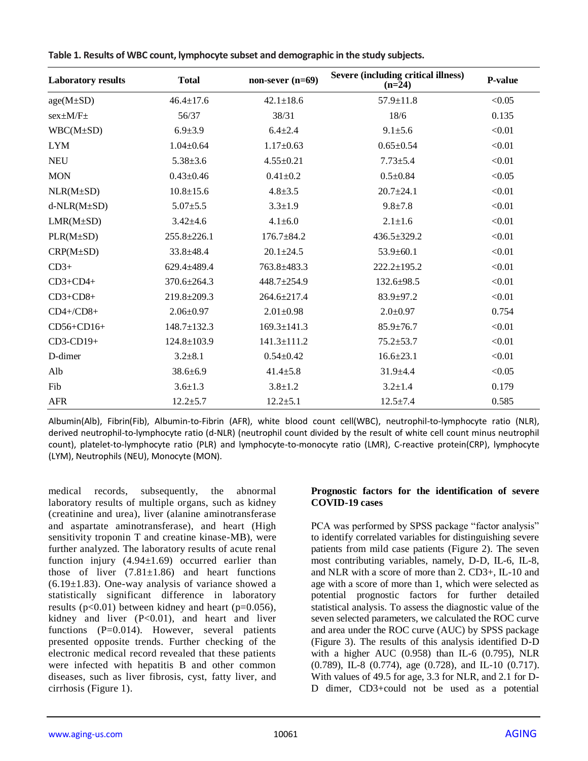**Table 1. Results of WBC count, lymphocyte subset and demographic in the study subjects.**

| Laboratory results | Total | non-sever (n=69) | Severe (including critical illness) (n=24) | P-value |
|---|---|---|---|---|
| age(M±SD) | 46.4±17.6 | 42.1±18.6 | 57.9±11.8 | <0.05 |
| sex±M/F± | 56/37 | 38/31 | 18/6 | 0.135 |
| WBC(M±SD) | 6.9±3.9 | 6.4±2.4 | 9.1±5.6 | <0.01 |
| LYM | 1.04±0.64 | 1.17±0.63 | 0.65±0.54 | <0.01 |
| NEU | 5.38±3.6 | 4.55±0.21 | 7.73±5.4 | <0.01 |
| MON | 0.43±0.46 | 0.41±0.2 | 0.5±0.84 | <0.05 |
| NLR(M±SD) | 10.8±15.6 | 4.8±3.5 | 20.7±24.1 | <0.01 |
| d-NLR(M±SD) | 5.07±5.5 | 3.3±1.9 | 9.8±7.8 | <0.01 |
| LMR(M±SD) | 3.42±4.6 | 4.1±6.0 | 2.1±1.6 | <0.01 |
| PLR(M±SD) | 255.8±226.1 | 176.7±84.2 | 436.5±329.2 | <0.01 |
| CRP(M±SD) | 33.8±48.4 | 20.1±24.5 | 53.9±60.1 | <0.01 |
| CD3+ | 629.4±489.4 | 763.8±483.3 | 222.2±195.2 | <0.01 |
| CD3+CD4+ | 370.6±264.3 | 448.7±254.9 | 132.6±98.5 | <0.01 |
| CD3+CD8+ | 219.8±209.3 | 264.6±217.4 | 83.9±97.2 | <0.01 |
| CD4+/CD8+ | 2.06±0.97 | 2.01±0.98 | 2.0±0.97 | 0.754 |
| CD56+CD16+ | 148.7±132.3 | 169.3±141.3 | 85.9±76.7 | <0.01 |
| CD3-CD19+ | 124.8±103.9 | 141.3±111.2 | 75.2±53.7 | <0.01 |
| D-dimer | 3.2±8.1 | 0.54±0.42 | 16.6±23.1 | <0.01 |
| Alb | 38.6±6.9 | 41.4±5.8 | 31.9±4.4 | <0.05 |
| Fib | 3.6±1.3 | 3.8±1.2 | 3.2±1.4 | 0.179 |
| AFR | 12.2±5.7 | 12.2±5.1 | 12.5±7.4 | 0.585 |

Albumin(Alb), Fibrin(Fib), Albumin-to-Fibrin (AFR), white blood count cell(WBC), neutrophil-to-lymphocyte ratio (NLR), derived neutrophil-to-lymphocyte ratio (d-NLR) (neutrophil count divided by the result of white cell count minus neutrophil count), platelet-to-lymphocyte ratio (PLR) and lymphocyte-to-monocyte ratio (LMR), C-reactive protein(CRP), lymphocyte (LYM), Neutrophils (NEU), Monocyte (MON).

medical records, subsequently, the abnormal laboratory results of multiple organs, such as kidney (creatinine and urea), liver (alanine aminotransferase and aspartate aminotransferase), and heart (High sensitivity troponin T and creatine kinase-MB), were further analyzed. The laboratory results of acute renal function injury (4.94±1.69) occurred earlier than those of liver (7.81±1.86) and heart functions (6.19±1.83). One-way analysis of variance showed a statistically significant difference in laboratory results ($p<0.01$) between kidney and heart ($p=0.056$), kidney and liver ($P<0.01$), and heart and liver functions ($P=0.014$). However, several patients presented opposite trends. Further checking of the electronic medical record revealed that these patients were infected with hepatitis B and other common diseases, such as liver fibrosis, cyst, fatty liver, and cirrhosis (Figure 1).

**Prognostic factors for the identification of severe COVID-19 cases**

PCA was performed by SPSS package "factor analysis" to identify correlated variables for distinguishing severe patients from mild case patients (Figure 2). The seven most contributing variables, namely, D-D, IL-6, IL-8, and NLR with a score of more than 2. CD3+, IL-10 and age with a score of more than 1, which were selected as potential prognostic factors for further detailed statistical analysis. To assess the diagnostic value of the seven selected parameters, we calculated the ROC curve and area under the ROC curve (AUC) by SPSS package (Figure 3). The results of this analysis identified D-D with a higher AUC (0.958) than IL-6 (0.795), NLR (0.789), IL-8 (0.774), age (0.728), and IL-10 (0.717). With values of 49.5 for age, 3.3 for NLR, and 2.1 for D-D dimer, CD3+could not be used as a potential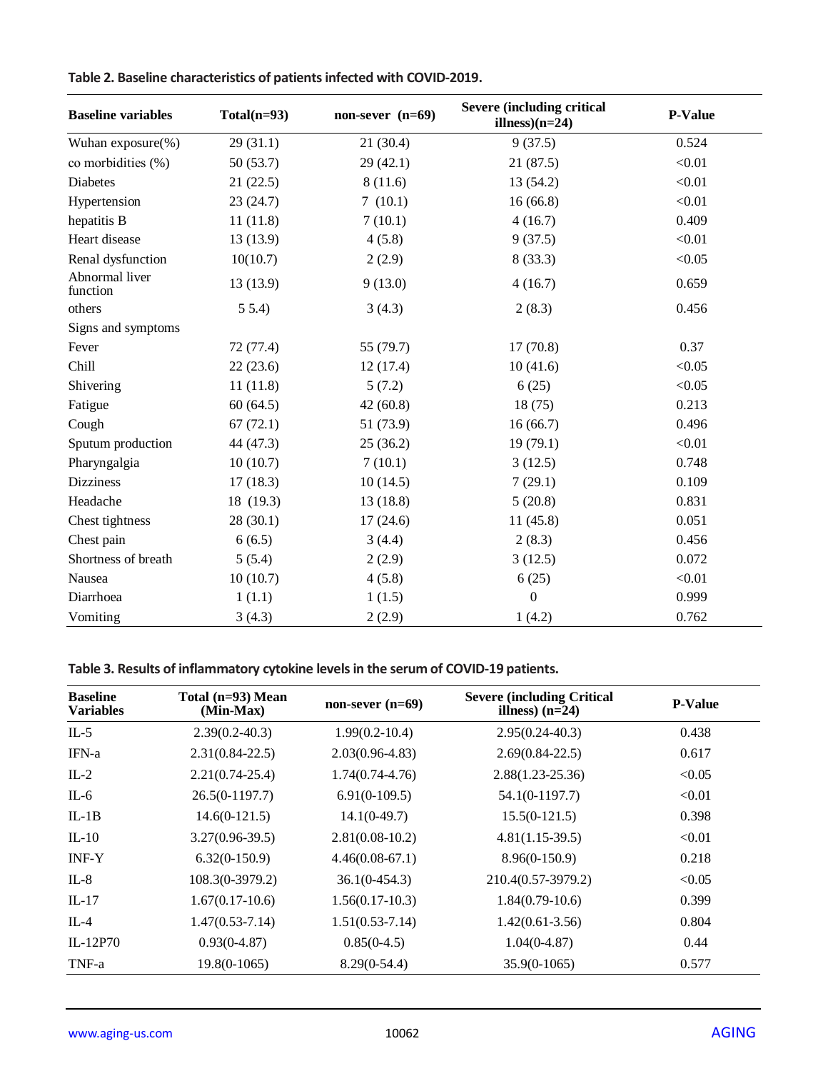**Table 2. Baseline characteristics of patients infected with COVID-2019.**

| Baseline variables | Total(n=93) | non-sever (n=69) | Severe (including critical illness)(n=24) | P-Value |
|---|---|---|---|---|
| Wuhan exposure(%) | 29 (31.1) | 21 (30.4) | 9 (37.5) | 0.524 |
| co morbidities (%) | 50 (53.7) | 29 (42.1) | 21 (87.5) | <0.01 |
| Diabetes | 21 (22.5) | 8 (11.6) | 13 (54.2) | <0.01 |
| Hypertension | 23 (24.7) | 7 (10.1) | 16 (66.8) | <0.01 |
| hepatitis B | 11 (11.8) | 7 (10.1) | 4 (16.7) | 0.409 |
| Heart disease | 13 (13.9) | 4 (5.8) | 9 (37.5) | <0.01 |
| Renal dysfunction | 10(10.7) | 2 (2.9) | 8 (33.3) | <0.05 |
| Abnormal liver function | 13 (13.9) | 9 (13.0) | 4 (16.7) | 0.659 |
| others | 5 5.4) | 3 (4.3) | 2 (8.3) | 0.456 |
| Signs and symptoms | | | | |
| Fever | 72 (77.4) | 55 (79.7) | 17 (70.8) | 0.37 |
| Chill | 22 (23.6) | 12 (17.4) | 10 (41.6) | <0.05 |
| Shivering | 11 (11.8) | 5 (7.2) | 6 (25) | <0.05 |
| Fatigue | 60 (64.5) | 42 (60.8) | 18 (75) | 0.213 |
| Cough | 67 (72.1) | 51 (73.9) | 16 (66.7) | 0.496 |
| Sputum production | 44 (47.3) | 25 (36.2) | 19 (79.1) | <0.01 |
| Pharyngalgia | 10 (10.7) | 7 (10.1) | 3 (12.5) | 0.748 |
| Dizziness | 17 (18.3) | 10 (14.5) | 7 (29.1) | 0.109 |
| Headache | 18 (19.3) | 13 (18.8) | 5 (20.8) | 0.831 |
| Chest tightness | 28 (30.1) | 17 (24.6) | 11 (45.8) | 0.051 |
| Chest pain | 6 (6.5) | 3 (4.4) | 2 (8.3) | 0.456 |
| Shortness of breath | 5 (5.4) | 2 (2.9) | 3 (12.5) | 0.072 |
| Nausea | 10 (10.7) | 4 (5.8) | 6 (25) | <0.01 |
| Diarrhoea | 1 (1.1) | 1 (1.5) | 0 | 0.999 |
| Vomiting | 3 (4.3) | 2 (2.9) | 1 (4.2) | 0.762 |

**Table 3. Results of inflammatory cytokine levels in the serum of COVID-19 patients.**

| Baseline Variables | Total (n=93) Mean (Min-Max) | non-sever (n=69) | Severe (including Critical illness) (n=24) | P-Value |
|---|---|---|---|---|
| IL-5 | 2.39(0.2-40.3) | 1.99(0.2-10.4) | 2.95(0.24-40.3) | 0.438 |
| IFN-a | 2.31(0.84-22.5) | 2.03(0.96-4.83) | 2.69(0.84-22.5) | 0.617 |
| IL-2 | 2.21(0.74-25.4) | 1.74(0.74-4.76) | 2.88(1.23-25.36) | <0.05 |
| IL-6 | 26.5(0-1197.7) | 6.91(0-109.5) | 54.1(0-1197.7) | <0.01 |
| IL-1B | 14.6(0-121.5) | 14.1(0-49.7) | 15.5(0-121.5) | 0.398 |
| IL-10 | 3.27(0.96-39.5) | 2.81(0.08-10.2) | 4.81(1.15-39.5) | <0.01 |
| INF-Y | 6.32(0-150.9) | 4.46(0.08-67.1) | 8.96(0-150.9) | 0.218 |
| IL-8 | 108.3(0-3979.2) | 36.1(0-454.3) | 210.4(0.57-3979.2) | <0.05 |
| IL-17 | 1.67(0.17-10.6) | 1.56(0.17-10.3) | 1.84(0.79-10.6) | 0.399 |
| IL-4 | 1.47(0.53-7.14) | 1.51(0.53-7.14) | 1.42(0.61-3.56) | 0.804 |
| IL-12P70 | 0.93(0-4.87) | 0.85(0-4.5) | 1.04(0-4.87) | 0.44 |
| TNF-a | 19.8(0-1065) | 8.29(0-54.4) | 35.9(0-1065) | 0.577 |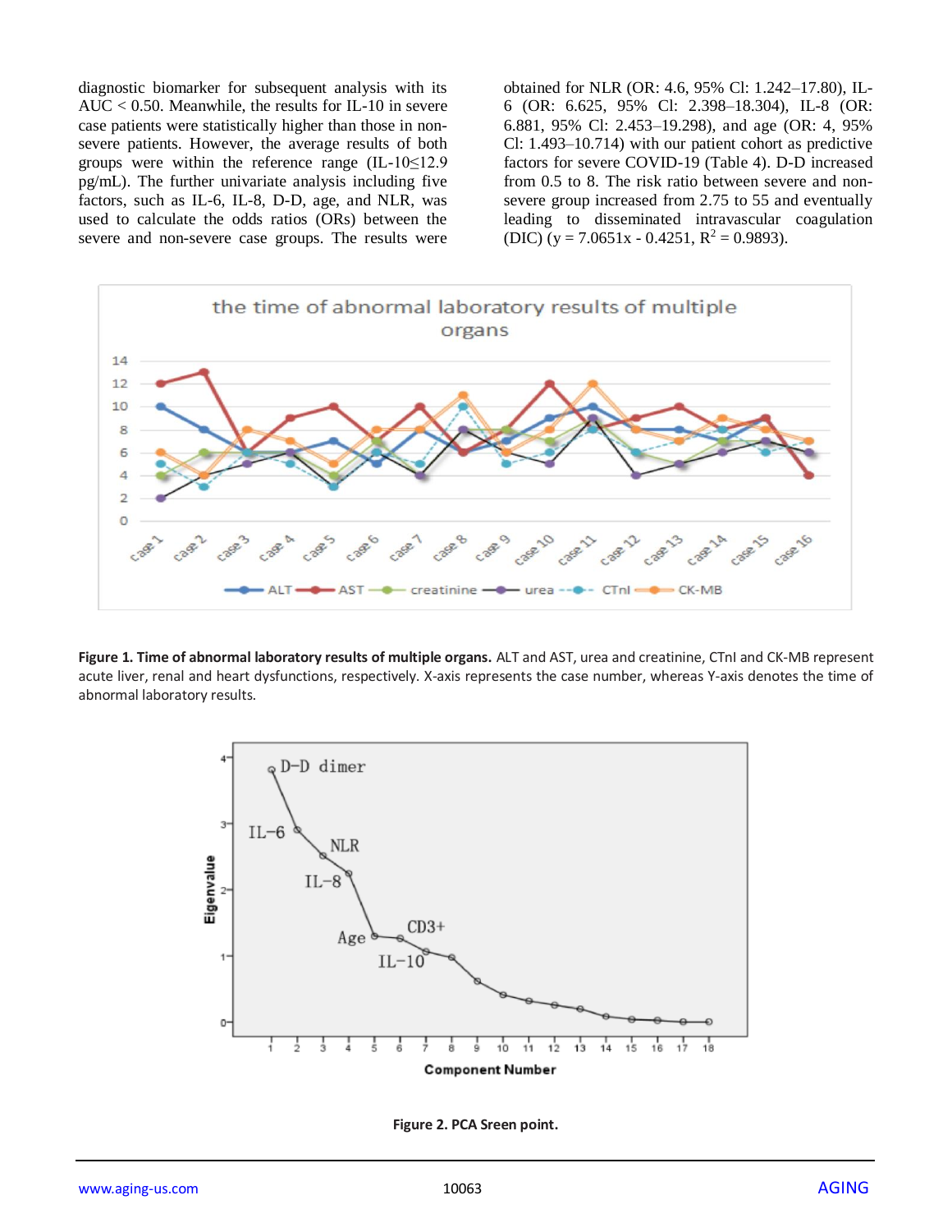diagnostic biomarker for subsequent analysis with its AUC < 0.50. Meanwhile, the results for IL-10 in severe case patients were statistically higher than those in non-severe patients. However, the average results of both groups were within the reference range (IL-10≤12.9 pg/mL). The further univariate analysis including five factors, such as IL-6, IL-8, D-D, age, and NLR, was used to calculate the odds ratios (ORs) between the severe and non-severe case groups. The results were obtained for NLR (OR: 4.6, 95% Cl: 1.242–17.80), IL-6 (OR: 6.625, 95% CI: 2.398–18.304), IL-8 (OR: 6.881, 95% CI: 2.453–19.298), and age (OR: 4, 95% Cl: 1.493–10.714) with our patient cohort as predictive factors for severe COVID-19 (Table 4). D-D increased from 0.5 to 8. The risk ratio between severe and non-severe group increased from 2.75 to 55 and eventually leading to disseminated intravascular coagulation (DIC) ($y = 7.0651x - 0.4251$, $R^2 = 0.9893$).

**Figure 1. Time of abnormal laboratory results of multiple organs.** ALT and AST, urea and creatinine, CTnI and CK-MB represent acute liver, renal and heart dysfunctions, respectively. X-axis represents the case number, whereas Y-axis denotes the time of abnormal laboratory results.

**Figure 2. PCA Sreen point.**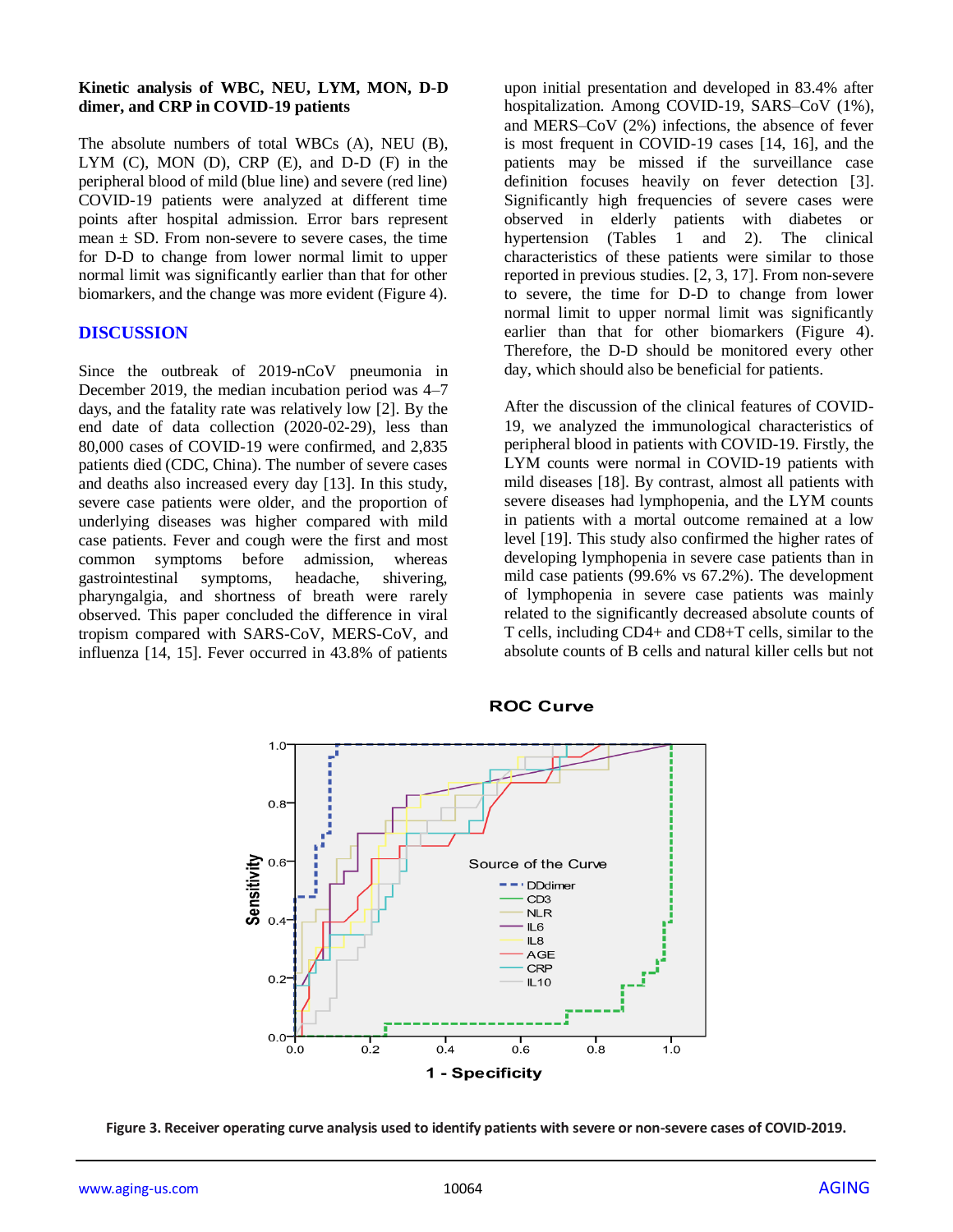**Kinetic analysis of WBC, NEU, LYM, MON, D-D dimer, and CRP in COVID-19 patients**

The absolute numbers of total WBCs (A), NEU (B), LYM (C), MON (D), CRP (E), and D-D (F) in the peripheral blood of mild (blue line) and severe (red line) COVID-19 patients were analyzed at different time points after hospital admission. Error bars represent mean ± SD. From non-severe to severe cases, the time for D-D to change from lower normal limit to upper normal limit was significantly earlier than that for other biomarkers, and the change was more evident (Figure 4).

## DISCUSSION

Since the outbreak of 2019-nCoV pneumonia in December 2019, the median incubation period was 4–7 days, and the fatality rate was relatively low [2]. By the end date of data collection (2020-02-29), less than 80,000 cases of COVID-19 were confirmed, and 2,835 patients died (CDC, China). The number of severe cases and deaths also increased every day [13]. In this study, severe case patients were older, and the proportion of underlying diseases was higher compared with mild case patients. Fever and cough were the first and most common symptoms before admission, whereas gastrointestinal symptoms, headache, shivering, pharyngalgia, and shortness of breath were rarely observed. This paper concluded the difference in viral tropism compared with SARS-CoV, MERS-CoV, and influenza [14, 15]. Fever occurred in 43.8% of patients upon initial presentation and developed in 83.4% after hospitalization. Among COVID-19, SARS–CoV (1%), and MERS–CoV (2%) infections, the absence of fever is most frequent in COVID-19 cases [14, 16], and the patients may be missed if the surveillance case definition focuses heavily on fever detection [3]. Significantly high frequencies of severe cases were observed in elderly patients with diabetes or hypertension (Tables 1 and 2). The clinical characteristics of these patients were similar to those reported in previous studies. [2, 3, 17]. From non-severe to severe, the time for D-D to change from lower normal limit to upper normal limit was significantly earlier than that for other biomarkers (Figure 4). Therefore, the D-D should be monitored every other day, which should also be beneficial for patients.

After the discussion of the clinical features of COVID-19, we analyzed the immunological characteristics of peripheral blood in patients with COVID-19. Firstly, the LYM counts were normal in COVID-19 patients with mild diseases [18]. By contrast, almost all patients with severe diseases had lymphopenia, and the LYM counts in patients with a mortal outcome remained at a low level [19]. This study also confirmed the higher rates of developing lymphopenia in severe case patients than in mild case patients (99.6% vs 67.2%). The development of lymphopenia in severe case patients was mainly related to the significantly decreased absolute counts of T cells, including CD4+ and CD8+T cells, similar to the absolute counts of B cells and natural killer cells but not

**Figure 3. Receiver operating curve analysis used to identify patients with severe or non-severe cases of COVID-2019.**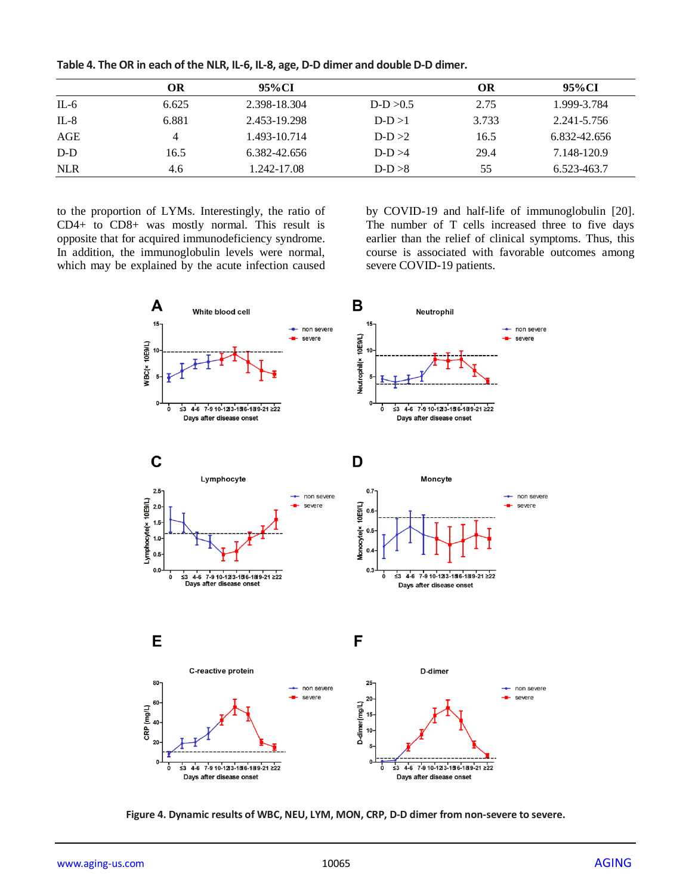**Table 4. The OR in each of the NLR, IL-6, IL-8, age, D-D dimer and double D-D dimer.**

| | OR | 95%CI | | OR | 95%CI |
|---|---|---|---|---|---|
| IL-6 | 6.625 | 2.398-18.304 | D-D >0.5 | 2.75 | 1.999-3.784 |
| IL-8 | 6.881 | 2.453-19.298 | D-D >1 | 3.733 | 2.241-5.756 |
| AGE | 4 | 1.493-10.714 | D-D >2 | 16.5 | 6.832-42.656 |
| D-D | 16.5 | 6.382-42.656 | D-D >4 | 29.4 | 7.148-120.9 |
| NLR | 4.6 | 1.242-17.08 | D-D >8 | 55 | 6.523-463.7 |

to the proportion of LYMs. Interestingly, the ratio of CD4+ to CD8+ was mostly normal. This result is opposite that for acquired immunodeficiency syndrome. In addition, the immunoglobulin levels were normal, which may be explained by the acute infection caused by COVID-19 and half-life of immunoglobulin [20]. The number of T cells increased three to five days earlier than the relief of clinical symptoms. Thus, this course is associated with favorable outcomes among severe COVID-19 patients.

**Figure 4. Dynamic results of WBC, NEU, LYM, MON, CRP, D-D dimer from non-severe to severe.**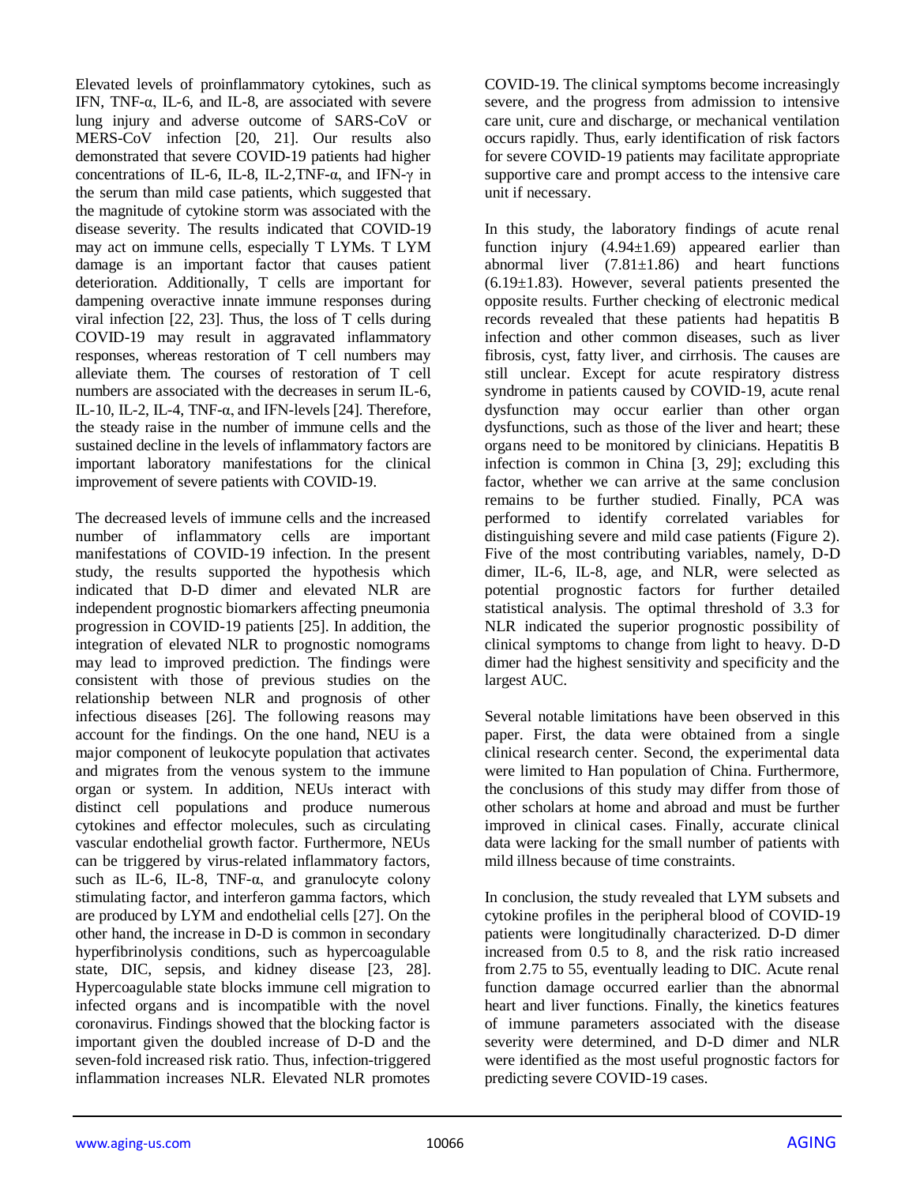Elevated levels of proinflammatory cytokines, such as IFN, TNF-α, IL-6, and IL-8, are associated with severe lung injury and adverse outcome of SARS-CoV or MERS-CoV infection [20, 21]. Our results also demonstrated that severe COVID-19 patients had higher concentrations of IL-6, IL-8, IL-2,TNF-α, and IFN-γ in the serum than mild case patients, which suggested that the magnitude of cytokine storm was associated with the disease severity. The results indicated that COVID-19 may act on immune cells, especially T LYMs. T LYM damage is an important factor that causes patient deterioration. Additionally, T cells are important for dampening overactive innate immune responses during viral infection [22, 23]. Thus, the loss of T cells during COVID-19 may result in aggravated inflammatory responses, whereas restoration of T cell numbers may alleviate them. The courses of restoration of T cell numbers are associated with the decreases in serum IL-6, IL-10, IL-2, IL-4, TNF-α, and IFN-levels [24]. Therefore, the steady raise in the number of immune cells and the sustained decline in the levels of inflammatory factors are important laboratory manifestations for the clinical improvement of severe patients with COVID-19.

The decreased levels of immune cells and the increased number of inflammatory cells are important manifestations of COVID-19 infection. In the present study, the results supported the hypothesis which indicated that D-D dimer and elevated NLR are independent prognostic biomarkers affecting pneumonia progression in COVID-19 patients [25]. In addition, the integration of elevated NLR to prognostic nomograms may lead to improved prediction. The findings were consistent with those of previous studies on the relationship between NLR and prognosis of other infectious diseases [26]. The following reasons may account for the findings. On the one hand, NEU is a major component of leukocyte population that activates and migrates from the venous system to the immune organ or system. In addition, NEUs interact with distinct cell populations and produce numerous cytokines and effector molecules, such as circulating vascular endothelial growth factor. Furthermore, NEUs can be triggered by virus-related inflammatory factors, such as IL-6, IL-8, TNF-α, and granulocyte colony stimulating factor, and interferon gamma factors, which are produced by LYM and endothelial cells [27]. On the other hand, the increase in D-D is common in secondary hyperfibrinolysis conditions, such as hypercoagulable state, DIC, sepsis, and kidney disease [23, 28]. Hypercoagulable state blocks immune cell migration to infected organs and is incompatible with the novel coronavirus. Findings showed that the blocking factor is important given the doubled increase of D-D and the seven-fold increased risk ratio. Thus, infection-triggered inflammation increases NLR. Elevated NLR promotes COVID-19. The clinical symptoms become increasingly severe, and the progress from admission to intensive care unit, cure and discharge, or mechanical ventilation occurs rapidly. Thus, early identification of risk factors for severe COVID-19 patients may facilitate appropriate supportive care and prompt access to the intensive care unit if necessary.

In this study, the laboratory findings of acute renal function injury (4.94±1.69) appeared earlier than abnormal liver (7.81±1.86) and heart functions (6.19±1.83). However, several patients presented the opposite results. Further checking of electronic medical records revealed that these patients had hepatitis B infection and other common diseases, such as liver fibrosis, cyst, fatty liver, and cirrhosis. The causes are still unclear. Except for acute respiratory distress syndrome in patients caused by COVID-19, acute renal dysfunction may occur earlier than other organ dysfunctions, such as those of the liver and heart; these organs need to be monitored by clinicians. Hepatitis B infection is common in China [3, 29]; excluding this factor, whether we can arrive at the same conclusion remains to be further studied. Finally, PCA was performed to identify correlated variables for distinguishing severe and mild case patients (Figure 2). Five of the most contributing variables, namely, D-D dimer, IL-6, IL-8, age, and NLR, were selected as potential prognostic factors for further detailed statistical analysis. The optimal threshold of 3.3 for NLR indicated the superior prognostic possibility of clinical symptoms to change from light to heavy. D-D dimer had the highest sensitivity and specificity and the largest AUC.

Several notable limitations have been observed in this paper. First, the data were obtained from a single clinical research center. Second, the experimental data were limited to Han population of China. Furthermore, the conclusions of this study may differ from those of other scholars at home and abroad and must be further improved in clinical cases. Finally, accurate clinical data were lacking for the small number of patients with mild illness because of time constraints.

In conclusion, the study revealed that LYM subsets and cytokine profiles in the peripheral blood of COVID-19 patients were longitudinally characterized. D-D dimer increased from 0.5 to 8, and the risk ratio increased from 2.75 to 55, eventually leading to DIC. Acute renal function damage occurred earlier than the abnormal heart and liver functions. Finally, the kinetics features of immune parameters associated with the disease severity were determined, and D-D dimer and NLR were identified as the most useful prognostic factors for predicting severe COVID-19 cases.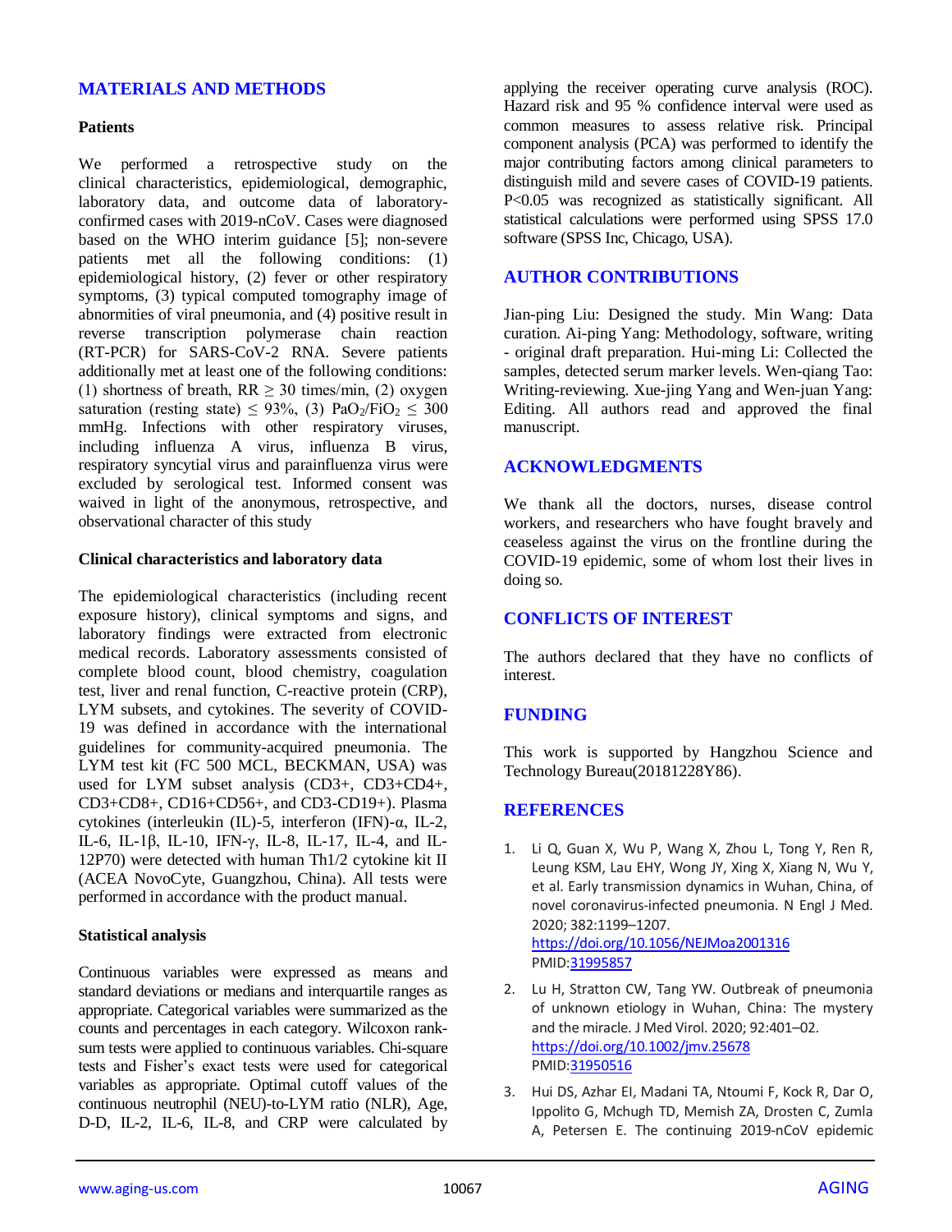## MATERIALS AND METHODS

### Patients

We performed a retrospective study on the clinical characteristics, epidemiological, demographic, laboratory data, and outcome data of laboratory-confirmed cases with 2019-nCoV. Cases were diagnosed based on the WHO interim guidance [5]; non-severe patients met all the following conditions: (1) epidemiological history, (2) fever or other respiratory symptoms, (3) typical computed tomography image of abnormities of viral pneumonia, and (4) positive result in reverse transcription polymerase chain reaction (RT-PCR) for SARS-CoV-2 RNA. Severe patients additionally met at least one of the following conditions: (1) shortness of breath, RR $\geq$ 30 times/min, (2) oxygen saturation (resting state) $\leq$ 93%, (3) $PaO_2/FiO_2 \leq 300$ mmHg. Infections with other respiratory viruses, including influenza A virus, influenza B virus, respiratory syncytial virus and parainfluenza virus were excluded by serological test. Informed consent was waived in light of the anonymous, retrospective, and observational character of this study

### Clinical characteristics and laboratory data

The epidemiological characteristics (including recent exposure history), clinical symptoms and signs, and laboratory findings were extracted from electronic medical records. Laboratory assessments consisted of complete blood count, blood chemistry, coagulation test, liver and renal function, C-reactive protein (CRP), LYM subsets, and cytokines. The severity of COVID-19 was defined in accordance with the international guidelines for community-acquired pneumonia. The LYM test kit (FC 500 MCL, BECKMAN, USA) was used for LYM subset analysis (CD3+, CD3+CD4+, CD3+CD8+, CD16+CD56+, and CD3-CD19+). Plasma cytokines (interleukin (IL)-5, interferon (IFN)-α, IL-2, IL-6, IL-1β, IL-10, IFN-γ, IL-8, IL-17, IL-4, and IL-12P70) were detected with human Th1/2 cytokine kit II (ACEA NovoCyte, Guangzhou, China). All tests were performed in accordance with the product manual.

### Statistical analysis

Continuous variables were expressed as means and standard deviations or medians and interquartile ranges as appropriate. Categorical variables were summarized as the counts and percentages in each category. Wilcoxon rank-sum tests were applied to continuous variables. Chi-square tests and Fisher's exact tests were used for categorical variables as appropriate. Optimal cutoff values of the continuous neutrophil (NEU)-to-LYM ratio (NLR), Age, D-D, IL-2, IL-6, IL-8, and CRP were calculated by applying the receiver operating curve analysis (ROC). Hazard risk and 95 % confidence interval were used as common measures to assess relative risk. Principal component analysis (PCA) was performed to identify the major contributing factors among clinical parameters to distinguish mild and severe cases of COVID-19 patients. $P<0.05$ was recognized as statistically significant. All statistical calculations were performed using SPSS 17.0 software (SPSS Inc, Chicago, USA).

## AUTHOR CONTRIBUTIONS

Jian-ping Liu: Designed the study. Min Wang: Data curation. Ai-ping Yang: Methodology, software, writing - original draft preparation. Hui-ming Li: Collected the samples, detected serum marker levels. Wen-qiang Tao: Writing-reviewing. Xue-jing Yang and Wen-juan Yang: Editing. All authors read and approved the final manuscript.

## ACKNOWLEDGMENTS

We thank all the doctors, nurses, disease control workers, and researchers who have fought bravely and ceaseless against the virus on the frontline during the COVID-19 epidemic, some of whom lost their lives in doing so.

## CONFLICTS OF INTEREST

The authors declared that they have no conflicts of interest.

## FUNDING

This work is supported by Hangzhou Science and Technology Bureau(20181228Y86).

## REFERENCES

1. Li Q, Guan X, Wu P, Wang X, Zhou L, Tong Y, Ren R, Leung KSM, Lau EHY, Wong JY, Xing X, Xiang N, Wu Y, et al. Early transmission dynamics in Wuhan, China, of novel coronavirus-infected pneumonia. N Engl J Med. 2020; 382:1199–1207. https://doi.org/10.1056/NEJMoa2001316 PMID:31995857

2. Lu H, Stratton CW, Tang YW. Outbreak of pneumonia of unknown etiology in Wuhan, China: The mystery and the miracle. J Med Virol. 2020; 92:401–02. https://doi.org/10.1002/jmv.25678 PMID:31950516

3. Hui DS, Azhar EI, Madani TA, Ntoumi F, Kock R, Dar O, Ippolito G, Mchugh TD, Memish ZA, Drosten C, Zumla A, Petersen E. The continuing 2019-nCoV epidemic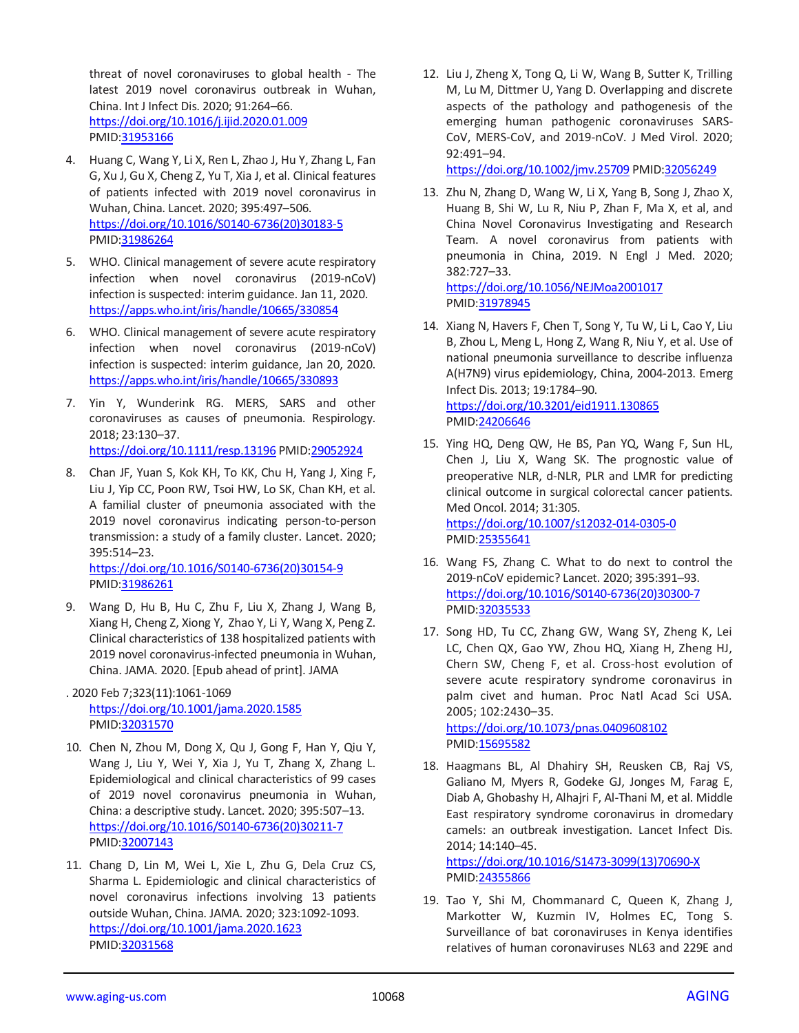threat of novel coronaviruses to global health - The latest 2019 novel coronavirus outbreak in Wuhan, China. Int J Infect Dis. 2020; 91:264–66. https://doi.org/10.1016/j.ijid.2020.01.009 PMID:31953166

4. Huang C, Wang Y, Li X, Ren L, Zhao J, Hu Y, Zhang L, Fan G, Xu J, Gu X, Cheng Z, Yu T, Xia J, et al. Clinical features of patients infected with 2019 novel coronavirus in Wuhan, China. Lancet. 2020; 395:497–506. https://doi.org/10.1016/S0140-6736(20)30183-5 PMID:31986264

5. WHO. Clinical management of severe acute respiratory infection when novel coronavirus (2019-nCoV) infection is suspected: interim guidance. Jan 11, 2020. https://apps.who.int/iris/handle/10665/330854

6. WHO. Clinical management of severe acute respiratory infection when novel coronavirus (2019-nCoV) infection is suspected: interim guidance, Jan 20, 2020. https://apps.who.int/iris/handle/10665/330893

7. Yin Y, Wunderink RG. MERS, SARS and other coronaviruses as causes of pneumonia. Respirology. 2018; 23:130–37. https://doi.org/10.1111/resp.13196 PMID:29052924

8. Chan JF, Yuan S, Kok KH, To KK, Chu H, Yang J, Xing F, Liu J, Yip CC, Poon RW, Tsoi HW, Lo SK, Chan KH, et al. A familial cluster of pneumonia associated with the 2019 novel coronavirus indicating person-to-person transmission: a study of a family cluster. Lancet. 2020; 395:514–23. https://doi.org/10.1016/S0140-6736(20)30154-9 PMID:31986261

9. Wang D, Hu B, Hu C, Zhu F, Liu X, Zhang J, Wang B, Xiang H, Cheng Z, Xiong Y, Zhao Y, Li Y, Wang X, Peng Z. Clinical characteristics of 138 hospitalized patients with 2019 novel coronavirus-infected pneumonia in Wuhan, China. JAMA. 2020. [Epub ahead of print]. JAMA . 2020 Feb 7;323(11):1061-1069 https://doi.org/10.1001/jama.2020.1585 PMID:32031570

10. Chen N, Zhou M, Dong X, Qu J, Gong F, Han Y, Qiu Y, Wang J, Liu Y, Wei Y, Xia J, Yu T, Zhang X, Zhang L. Epidemiological and clinical characteristics of 99 cases of 2019 novel coronavirus pneumonia in Wuhan, China: a descriptive study. Lancet. 2020; 395:507–13. https://doi.org/10.1016/S0140-6736(20)30211-7 PMID:32007143

11. Chang D, Lin M, Wei L, Xie L, Zhu G, Dela Cruz CS, Sharma L. Epidemiologic and clinical characteristics of novel coronavirus infections involving 13 patients outside Wuhan, China. JAMA. 2020; 323:1092-1093. https://doi.org/10.1001/jama.2020.1623 PMID:32031568

12. Liu J, Zheng X, Tong Q, Li W, Wang B, Sutter K, Trilling M, Lu M, Dittmer U, Yang D. Overlapping and discrete aspects of the pathology and pathogenesis of the emerging human pathogenic coronaviruses SARS-CoV, MERS-CoV, and 2019-nCoV. J Med Virol. 2020; 92:491–94. https://doi.org/10.1002/jmv.25709 PMID:32056249

13. Zhu N, Zhang D, Wang W, Li X, Yang B, Song J, Zhao X, Huang B, Shi W, Lu R, Niu P, Zhan F, Ma X, et al, and China Novel Coronavirus Investigating and Research Team. A novel coronavirus from patients with pneumonia in China, 2019. N Engl J Med. 2020; 382:727–33. https://doi.org/10.1056/NEJMoa2001017 PMID:31978945

14. Xiang N, Havers F, Chen T, Song Y, Tu W, Li L, Cao Y, Liu B, Zhou L, Meng L, Hong Z, Wang R, Niu Y, et al. Use of national pneumonia surveillance to describe influenza A(H7N9) virus epidemiology, China, 2004-2013. Emerg Infect Dis. 2013; 19:1784–90. https://doi.org/10.3201/eid1911.130865 PMID:24206646

15. Ying HQ, Deng QW, He BS, Pan YQ, Wang F, Sun HL, Chen J, Liu X, Wang SK. The prognostic value of preoperative NLR, d-NLR, PLR and LMR for predicting clinical outcome in surgical colorectal cancer patients. Med Oncol. 2014; 31:305. https://doi.org/10.1007/s12032-014-0305-0 PMID:25355641

16. Wang FS, Zhang C. What to do next to control the 2019-nCoV epidemic? Lancet. 2020; 395:391–93. https://doi.org/10.1016/S0140-6736(20)30300-7 PMID:32035533

17. Song HD, Tu CC, Zhang GW, Wang SY, Zheng K, Lei LC, Chen QX, Gao YW, Zhou HQ, Xiang H, Zheng HJ, Chern SW, Cheng F, et al. Cross-host evolution of severe acute respiratory syndrome coronavirus in palm civet and human. Proc Natl Acad Sci USA. 2005; 102:2430–35. https://doi.org/10.1073/pnas.0409608102 PMID:15695582

18. Haagmans BL, Al Dhahiry SH, Reusken CB, Raj VS, Galiano M, Myers R, Godeke GJ, Jonges M, Farag E, Diab A, Ghobashy H, Alhajri F, Al-Thani M, et al. Middle East respiratory syndrome coronavirus in dromedary camels: an outbreak investigation. Lancet Infect Dis. 2014; 14:140–45. https://doi.org/10.1016/S1473-3099(13)70690-X PMID:24355866

19. Tao Y, Shi M, Chommanard C, Queen K, Zhang J, Markotter W, Kuzmin IV, Holmes EC, Tong S. Surveillance of bat coronaviruses in Kenya identifies relatives of human coronaviruses NL63 and 229E and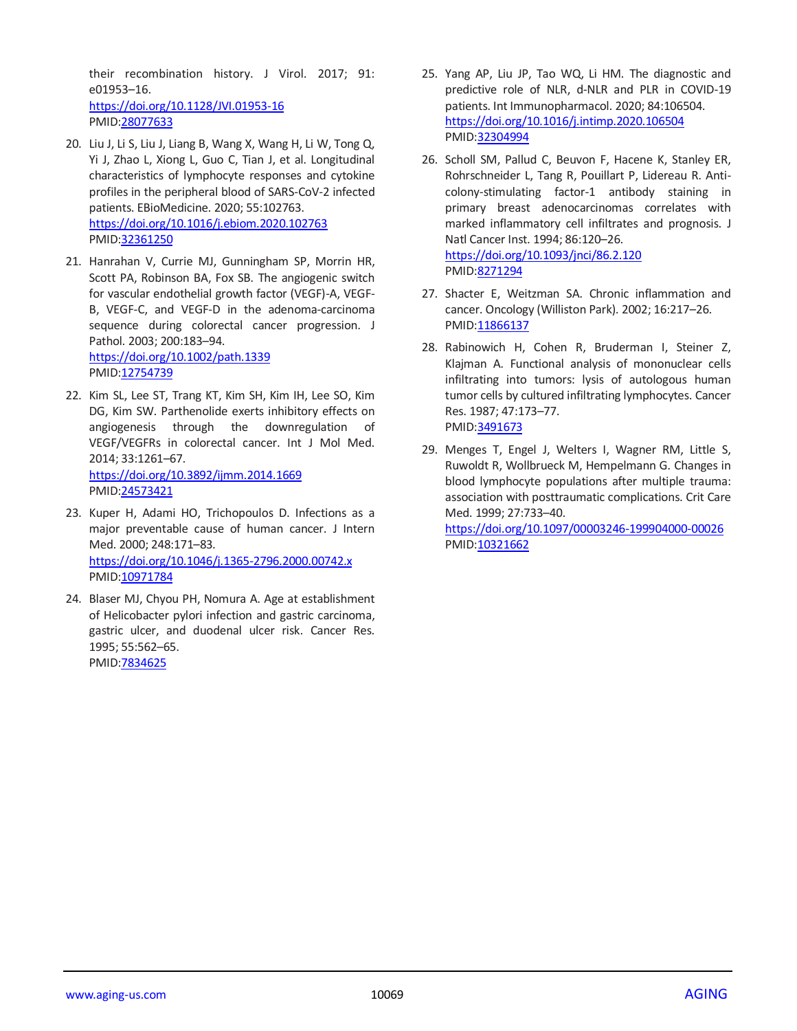their recombination history. J Virol. 2017; 91: e01953–16.
https://doi.org/10.1128/JVI.01953-16
PMID:28077633

20. Liu J, Li S, Liu J, Liang B, Wang X, Wang H, Li W, Tong Q, Yi J, Zhao L, Xiong L, Guo C, Tian J, et al. Longitudinal characteristics of lymphocyte responses and cytokine profiles in the peripheral blood of SARS-CoV-2 infected patients. EBioMedicine. 2020; 55:102763.
https://doi.org/10.1016/j.ebiom.2020.102763
PMID:32361250

21. Hanrahan V, Currie MJ, Gunningham SP, Morrin HR, Scott PA, Robinson BA, Fox SB. The angiogenic switch for vascular endothelial growth factor (VEGF)-A, VEGF-B, VEGF-C, and VEGF-D in the adenoma-carcinoma sequence during colorectal cancer progression. J Pathol. 2003; 200:183–94.
https://doi.org/10.1002/path.1339
PMID:12754739

22. Kim SL, Lee ST, Trang KT, Kim SH, Kim IH, Lee SO, Kim DG, Kim SW. Parthenolide exerts inhibitory effects on angiogenesis through the downregulation of VEGF/VEGFRs in colorectal cancer. Int J Mol Med. 2014; 33:1261–67.
https://doi.org/10.3892/ijmm.2014.1669
PMID:24573421

23. Kuper H, Adami HO, Trichopoulos D. Infections as a major preventable cause of human cancer. J Intern Med. 2000; 248:171–83.
https://doi.org/10.1046/j.1365-2796.2000.00742.x
PMID:10971784

24. Blaser MJ, Chyou PH, Nomura A. Age at establishment of Helicobacter pylori infection and gastric carcinoma, gastric ulcer, and duodenal ulcer risk. Cancer Res. 1995; 55:562–65.
PMID:7834625

25. Yang AP, Liu JP, Tao WQ, Li HM. The diagnostic and predictive role of NLR, d-NLR and PLR in COVID-19 patients. Int Immunopharmacol. 2020; 84:106504.
https://doi.org/10.1016/j.intimp.2020.106504
PMID:32304994

26. Scholl SM, Pallud C, Beuvon F, Hacene K, Stanley ER, Rohrschneider L, Tang R, Pouillart P, Lidereau R. Anti-colony-stimulating factor-1 antibody staining in primary breast adenocarcinomas correlates with marked inflammatory cell infiltrates and prognosis. J Natl Cancer Inst. 1994; 86:120–26.
https://doi.org/10.1093/jnci/86.2.120
PMID:8271294

27. Shacter E, Weitzman SA. Chronic inflammation and cancer. Oncology (Williston Park). 2002; 16:217–26.
PMID:11866137

28. Rabinowich H, Cohen R, Bruderman I, Steiner Z, Klajman A. Functional analysis of mononuclear cells infiltrating into tumors: lysis of autologous human tumor cells by cultured infiltrating lymphocytes. Cancer Res. 1987; 47:173–77.
PMID:3491673

29. Menges T, Engel J, Welters I, Wagner RM, Little S, Ruwoldt R, Wollbrueck M, Hempelmann G. Changes in blood lymphocyte populations after multiple trauma: association with posttraumatic complications. Crit Care Med. 1999; 27:733–40.
https://doi.org/10.1097/00003246-199904000-00026
PMID:10321662